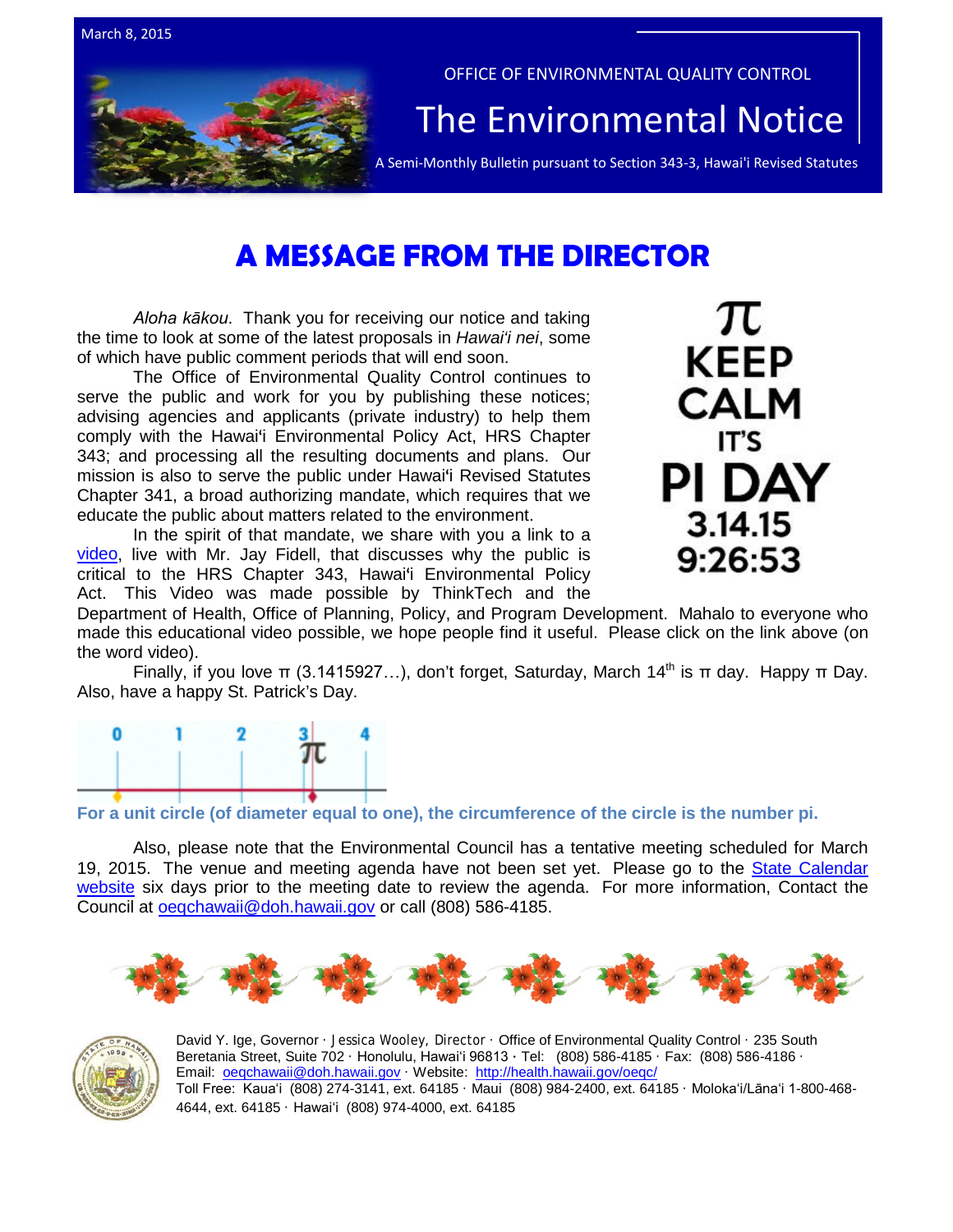March 8, 2015

OFFICE OF ENVIRONMENTAL QUALITY CONTROL

# The Environmental Notice

A Semi-Monthly Bulletin pursuant to Section 343-3, Hawai'i Revised Statutes

## A MESSAGE FROM THE DIRECTOR

π KEEP CALM IT'S PI DAY 3.14.15 9:26:53

*Aloha kākou.* Thank you for receiving our notice and taking the time to look at some of the latest proposals in *Hawai'i nei*, some of which have public comment periods that will end soon.

The Office of Environmental Quality Control continues to serve the public and work for you by publishing these notices; advising agencies and applicants (private industry) to help them comply with the Hawaiʻi Environmental Policy Act, HRS Chapter 343; and processing all the resulting documents and plans. Our mission is also to serve the public under Hawaiʻi Revised Statutes Chapter 341, a broad authorizing mandate, which requires that we educate the public about matters related to the environment.

In the spirit of that mandate, we share with you a link to a video, live with Mr. Jay Fidell, that discusses why the public is critical to the HRS Chapter 343, Hawaiʻi Environmental Policy Act. This Video was made possible by ThinkTech and the Department of Health, Office of Planning, Policy, and Program Development. Mahalo to everyone who made this educational video possible, we hope people find it useful. Please click on the link above (on the word video).

Finally, if you love π (3.1415927…), don't forget, Saturday, March 14th is π day. Happy π Day. Also, have a happy St. Patrick's Day.

**For a unit circle (of diameter equal to one), the circumference of the circle is the number pi.**

Also, please note that the Environmental Council has a tentative meeting scheduled for March 19, 2015. The venue and meeting agenda have not been set yet. Please go to the State Calendar website six days prior to the meeting date to review the agenda. For more information, Contact the Council at oeqchawaii@doh.hawaii.gov or call (808) 586-4185.

David Y. Ige, Governor · Jessica Wooley, Director · Office of Environmental Quality Control · 235 South Beretania Street, Suite 702 · Honolulu, Hawaiʻi 96813 · Tel: (808) 586-4185 · Fax: (808) 586-4186 · Email: oeqchawaii@doh.hawaii.gov · Website: http://health.hawaii.gov/oeqc/
Toll Free: Kauaʻi (808) 274-3141, ext. 64185 · Maui (808) 984-2400, ext. 64185 · Molokaʻi/Lānaʻi 1-800-468-4644, ext. 64185 · Hawaiʻi (808) 974-4000, ext. 64185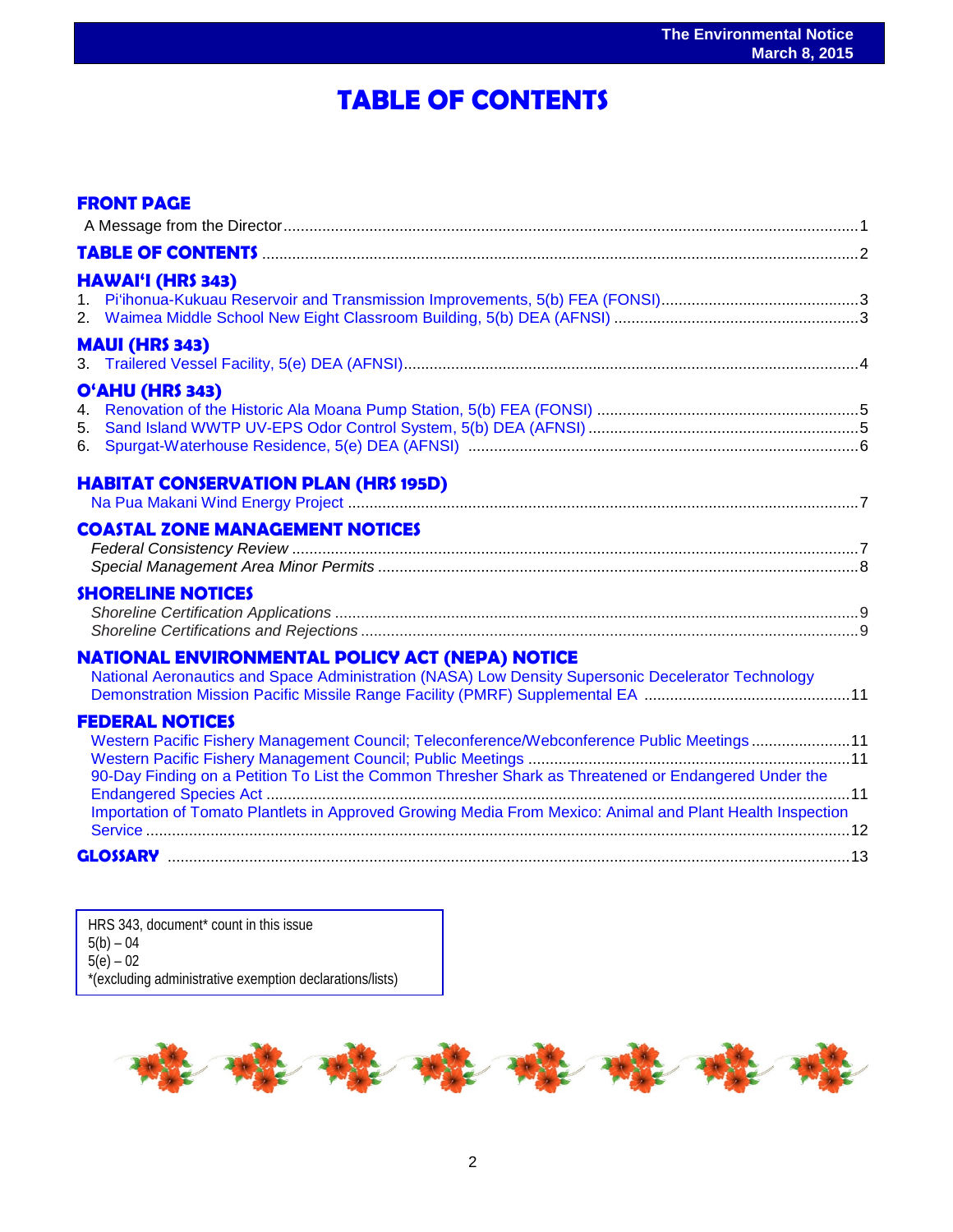# TABLE OF CONTENTS

## FRONT PAGE

A Message from the Director....1

## TABLE OF CONTENTS ....2

## HAWAI'I (HRS 343)

1. Pi'ihonua-Kukuau Reservoir and Transmission Improvements, 5(b) FEA (FONSI)....3
2. Waimea Middle School New Eight Classroom Building, 5(b) DEA (AFNSI) ....3

## MAUI (HRS 343)

3. Trailered Vessel Facility, 5(e) DEA (AFNSI)....4

## O'AHU (HRS 343)

4. Renovation of the Historic Ala Moana Pump Station, 5(b) FEA (FONSI) ....5
5. Sand Island WWTP UV-EPS Odor Control System, 5(b) DEA (AFNSI) ....5
6. Spurgat-Waterhouse Residence, 5(e) DEA (AFNSI) ....6

## HABITAT CONSERVATION PLAN (HRS 195D)

Na Pua Makani Wind Energy Project ....7

## COASTAL ZONE MANAGEMENT NOTICES

*Federal Consistency Review* ....7
*Special Management Area Minor Permits* ....8

## SHORELINE NOTICES

*Shoreline Certification Applications* ....9
*Shoreline Certifications and Rejections* ....9

## NATIONAL ENVIRONMENTAL POLICY ACT (NEPA) NOTICE

National Aeronautics and Space Administration (NASA) Low Density Supersonic Decelerator Technology Demonstration Mission Pacific Missile Range Facility (PMRF) Supplemental EA ....11

## FEDERAL NOTICES

Western Pacific Fishery Management Council; Teleconference/Webconference Public Meetings ....11
Western Pacific Fishery Management Council; Public Meetings ....11
90-Day Finding on a Petition To List the Common Thresher Shark as Threatened or Endangered Under the Endangered Species Act ....11
Importation of Tomato Plantlets in Approved Growing Media From Mexico: Animal and Plant Health Inspection Service ....12

## GLOSSARY ....13

HRS 343, document* count in this issue
5(b) – 04
5(e) – 02
*(excluding administrative exemption declarations/lists)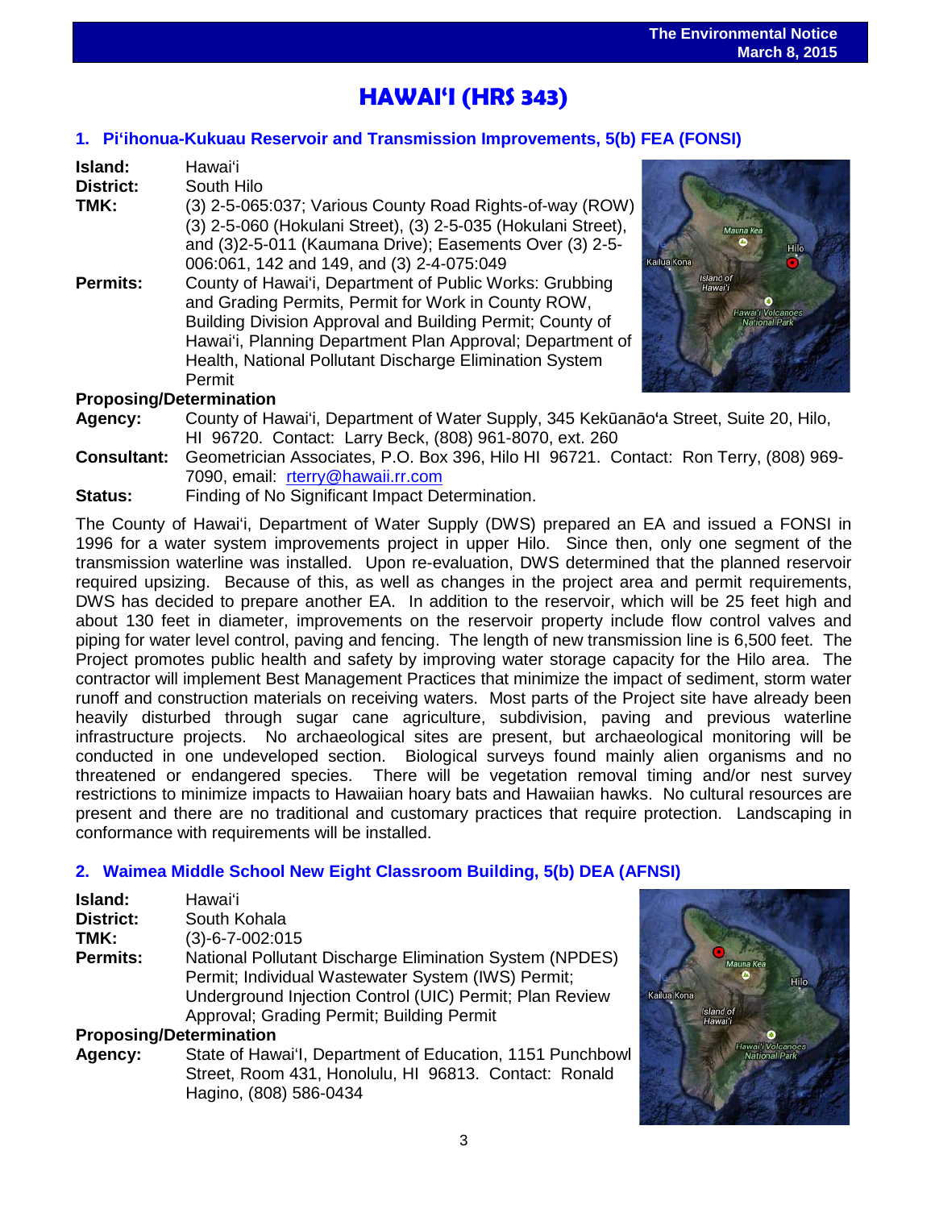# HAWAIʻI (HRS 343)

## 1. Piʻihonua-Kukuau Reservoir and Transmission Improvements, 5(b) FEA (FONSI)

**Island:** Hawaiʻi

**District:** South Hilo

**TMK:** (3) 2-5-065:037; Various County Road Rights-of-way (ROW) (3) 2-5-060 (Hokulani Street), (3) 2-5-035 (Hokulani Street), and (3)2-5-011 (Kaumana Drive); Easements Over (3) 2-5-006:061, 142 and 149, and (3) 2-4-075:049

**Permits:** County of Hawaiʻi, Department of Public Works: Grubbing and Grading Permits, Permit for Work in County ROW, Building Division Approval and Building Permit; County of Hawaiʻi, Planning Department Plan Approval; Department of Health, National Pollutant Discharge Elimination System Permit

**Proposing/Determination**

**Agency:** County of Hawaiʻi, Department of Water Supply, 345 Kekūanāoʻa Street, Suite 20, Hilo, HI 96720. Contact: Larry Beck, (808) 961-8070, ext. 260

**Consultant:** Geometrician Associates, P.O. Box 396, Hilo HI 96721. Contact: Ron Terry, (808) 969-7090, email: rterry@hawaii.rr.com

**Status:** Finding of No Significant Impact Determination.

The County of Hawaiʻi, Department of Water Supply (DWS) prepared an EA and issued a FONSI in 1996 for a water system improvements project in upper Hilo. Since then, only one segment of the transmission waterline was installed. Upon re-evaluation, DWS determined that the planned reservoir required upsizing. Because of this, as well as changes in the project area and permit requirements, DWS has decided to prepare another EA. In addition to the reservoir, which will be 25 feet high and about 130 feet in diameter, improvements on the reservoir property include flow control valves and piping for water level control, paving and fencing. The length of new transmission line is 6,500 feet. The Project promotes public health and safety by improving water storage capacity for the Hilo area. The contractor will implement Best Management Practices that minimize the impact of sediment, storm water runoff and construction materials on receiving waters. Most parts of the Project site have already been heavily disturbed through sugar cane agriculture, subdivision, paving and previous waterline infrastructure projects. No archaeological sites are present, but archaeological monitoring will be conducted in one undeveloped section. Biological surveys found mainly alien organisms and no threatened or endangered species. There will be vegetation removal timing and/or nest survey restrictions to minimize impacts to Hawaiian hoary bats and Hawaiian hawks. No cultural resources are present and there are no traditional and customary practices that require protection. Landscaping in conformance with requirements will be installed.

## 2. Waimea Middle School New Eight Classroom Building, 5(b) DEA (AFNSI)

**Island:** Hawaiʻi

**District:** South Kohala

**TMK:** (3)-6-7-002:015

**Permits:** National Pollutant Discharge Elimination System (NPDES) Permit; Individual Wastewater System (IWS) Permit; Underground Injection Control (UIC) Permit; Plan Review Approval; Grading Permit; Building Permit

**Proposing/Determination**

**Agency:** State of Hawaiʻl, Department of Education, 1151 Punchbowl Street, Room 431, Honolulu, HI 96813. Contact: Ronald Hagino, (808) 586-0434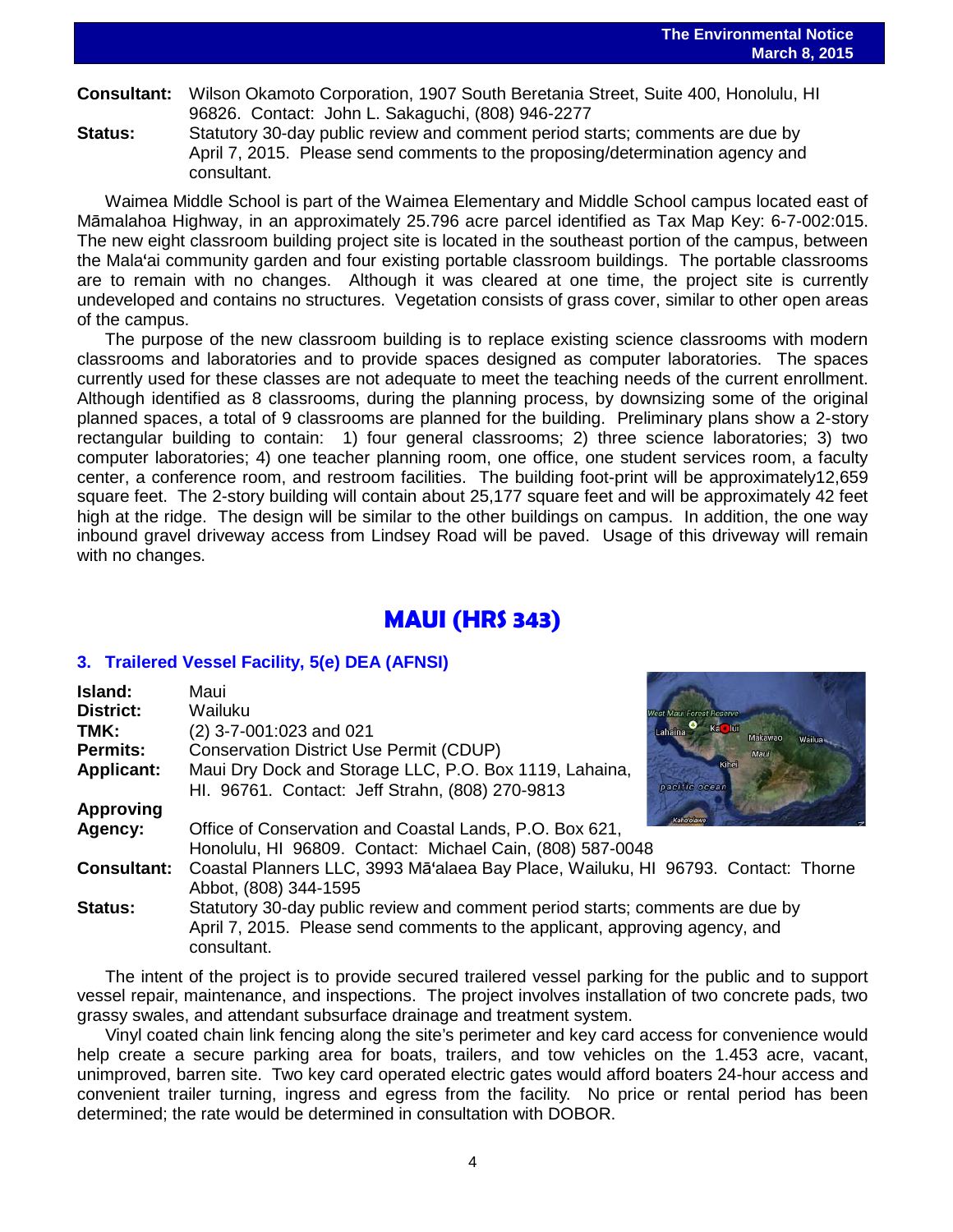**Consultant:** Wilson Okamoto Corporation, 1907 South Beretania Street, Suite 400, Honolulu, HI 96826. Contact: John L. Sakaguchi, (808) 946-2277

**Status:** Statutory 30-day public review and comment period starts; comments are due by April 7, 2015. Please send comments to the proposing/determination agency and consultant.

Waimea Middle School is part of the Waimea Elementary and Middle School campus located east of Māmalahoa Highway, in an approximately 25.796 acre parcel identified as Tax Map Key: 6-7-002:015. The new eight classroom building project site is located in the southeast portion of the campus, between the Mala'ai community garden and four existing portable classroom buildings. The portable classrooms are to remain with no changes. Although it was cleared at one time, the project site is currently undeveloped and contains no structures. Vegetation consists of grass cover, similar to other open areas of the campus.

The purpose of the new classroom building is to replace existing science classrooms with modern classrooms and laboratories and to provide spaces designed as computer laboratories. The spaces currently used for these classes are not adequate to meet the teaching needs of the current enrollment. Although identified as 8 classrooms, during the planning process, by downsizing some of the original planned spaces, a total of 9 classrooms are planned for the building. Preliminary plans show a 2-story rectangular building to contain: 1) four general classrooms; 2) three science laboratories; 3) two computer laboratories; 4) one teacher planning room, one office, one student services room, a faculty center, a conference room, and restroom facilities. The building foot-print will be approximately12,659 square feet. The 2-story building will contain about 25,177 square feet and will be approximately 42 feet high at the ridge. The design will be similar to the other buildings on campus. In addition, the one way inbound gravel driveway access from Lindsey Road will be paved. Usage of this driveway will remain with no changes.

## MAUI (HRS 343)

### 3. Trailered Vessel Facility, 5(e) DEA (AFNSI)

**Island:** Maui

**District:** Wailuku

**TMK:** (2) 3-7-001:023 and 021

**Permits:** Conservation District Use Permit (CDUP)

**Applicant:** Maui Dry Dock and Storage LLC, P.O. Box 1119, Lahaina, HI. 96761. Contact: Jeff Strahn, (808) 270-9813

**Approving Agency:** Office of Conservation and Coastal Lands, P.O. Box 621, Honolulu, HI 96809. Contact: Michael Cain, (808) 587-0048

**Consultant:** Coastal Planners LLC, 3993 Mā'alaea Bay Place, Wailuku, HI 96793. Contact: Thorne Abbot, (808) 344-1595

**Status:** Statutory 30-day public review and comment period starts; comments are due by April 7, 2015. Please send comments to the applicant, approving agency, and consultant.

The intent of the project is to provide secured trailered vessel parking for the public and to support vessel repair, maintenance, and inspections. The project involves installation of two concrete pads, two grassy swales, and attendant subsurface drainage and treatment system.

Vinyl coated chain link fencing along the site's perimeter and key card access for convenience would help create a secure parking area for boats, trailers, and tow vehicles on the 1.453 acre, vacant, unimproved, barren site. Two key card operated electric gates would afford boaters 24-hour access and convenient trailer turning, ingress and egress from the facility. No price or rental period has been determined; the rate would be determined in consultation with DOBOR.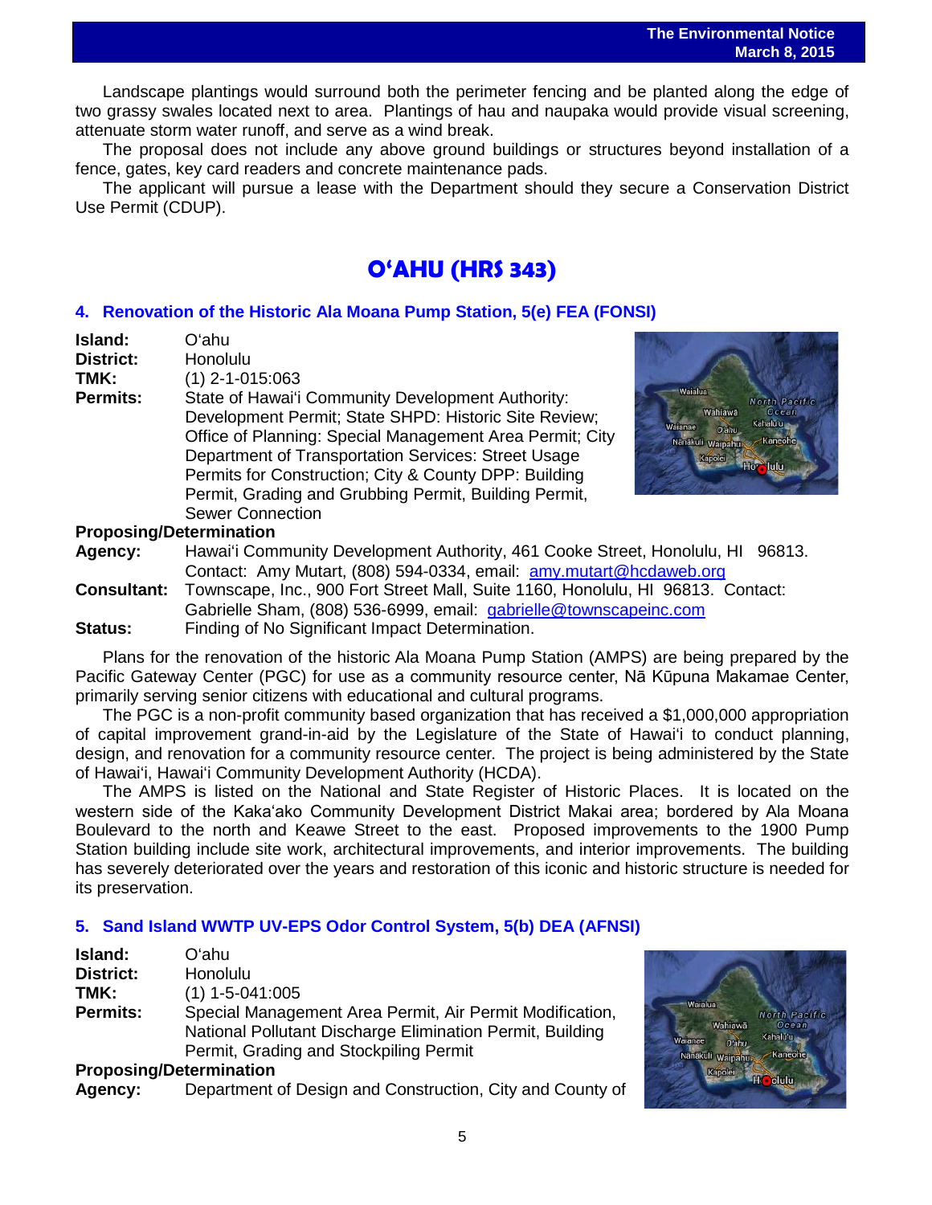Landscape plantings would surround both the perimeter fencing and be planted along the edge of two grassy swales located next to area. Plantings of hau and naupaka would provide visual screening, attenuate storm water runoff, and serve as a wind break.

The proposal does not include any above ground buildings or structures beyond installation of a fence, gates, key card readers and concrete maintenance pads.

The applicant will pursue a lease with the Department should they secure a Conservation District Use Permit (CDUP).

## OʻAHU (HRS 343)

### 4. Renovation of the Historic Ala Moana Pump Station, 5(e) FEA (FONSI)

**Island:** Oʻahu
**District:** Honolulu
**TMK:** (1) 2-1-015:063
**Permits:** State of Hawaiʻi Community Development Authority: Development Permit; State SHPD: Historic Site Review; Office of Planning: Special Management Area Permit; City Department of Transportation Services: Street Usage Permits for Construction; City & County DPP: Building Permit, Grading and Grubbing Permit, Building Permit, Sewer Connection

**Proposing/Determination**
**Agency:** Hawaiʻi Community Development Authority, 461 Cooke Street, Honolulu, HI 96813. Contact: Amy Mutart, (808) 594-0334, email: amy.mutart@hcdaweb.org
**Consultant:** Townscape, Inc., 900 Fort Street Mall, Suite 1160, Honolulu, HI 96813. Contact: Gabrielle Sham, (808) 536-6999, email: gabrielle@townscapeinc.com
**Status:** Finding of No Significant Impact Determination.

Plans for the renovation of the historic Ala Moana Pump Station (AMPS) are being prepared by the Pacific Gateway Center (PGC) for use as a community resource center, Nā Kūpuna Makamae Center, primarily serving senior citizens with educational and cultural programs.

The PGC is a non-profit community based organization that has received a $1,000,000 appropriation of capital improvement grand-in-aid by the Legislature of the State of Hawaiʻi to conduct planning, design, and renovation for a community resource center. The project is being administered by the State of Hawaiʻi, Hawaiʻi Community Development Authority (HCDA).

The AMPS is listed on the National and State Register of Historic Places. It is located on the western side of the Kakaʻako Community Development District Makai area; bordered by Ala Moana Boulevard to the north and Keawe Street to the east. Proposed improvements to the 1900 Pump Station building include site work, architectural improvements, and interior improvements. The building has severely deteriorated over the years and restoration of this iconic and historic structure is needed for its preservation.

### 5. Sand Island WWTP UV-EPS Odor Control System, 5(b) DEA (AFNSI)

**Island:** Oʻahu
**District:** Honolulu
**TMK:** (1) 1-5-041:005
**Permits:** Special Management Area Permit, Air Permit Modification, National Pollutant Discharge Elimination Permit, Building Permit, Grading and Stockpiling Permit

**Proposing/Determination**
**Agency:** Department of Design and Construction, City and County of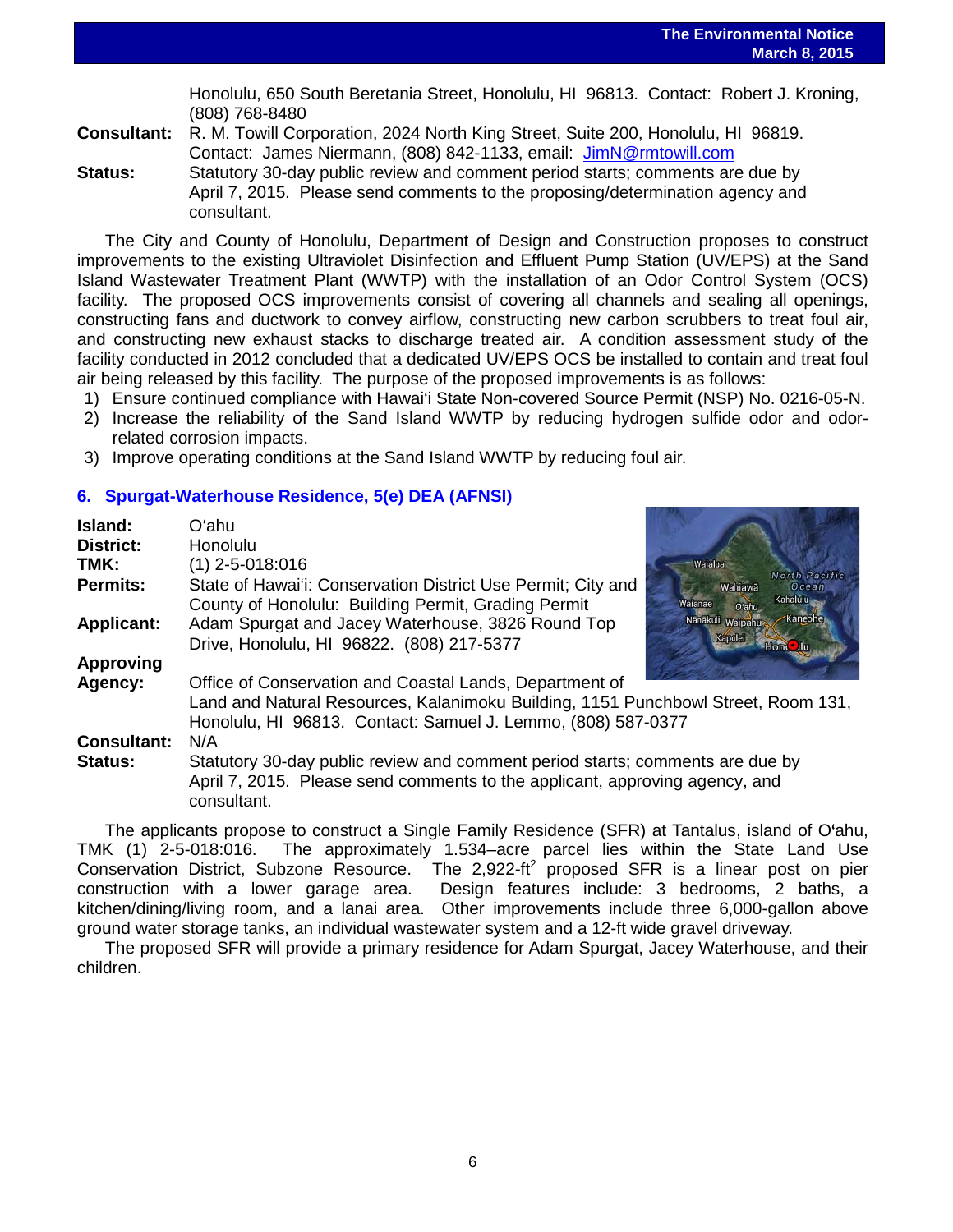Honolulu, 650 South Beretania Street, Honolulu, HI 96813. Contact: Robert J. Kroning, (808) 768-8480

**Consultant:** R. M. Towill Corporation, 2024 North King Street, Suite 200, Honolulu, HI 96819. Contact: James Niermann, (808) 842-1133, email: JimN@rmtowill.com

**Status:** Statutory 30-day public review and comment period starts; comments are due by April 7, 2015. Please send comments to the proposing/determination agency and consultant.

The City and County of Honolulu, Department of Design and Construction proposes to construct improvements to the existing Ultraviolet Disinfection and Effluent Pump Station (UV/EPS) at the Sand Island Wastewater Treatment Plant (WWTP) with the installation of an Odor Control System (OCS) facility. The proposed OCS improvements consist of covering all channels and sealing all openings, constructing fans and ductwork to convey airflow, constructing new carbon scrubbers to treat foul air, and constructing new exhaust stacks to discharge treated air. A condition assessment study of the facility conducted in 2012 concluded that a dedicated UV/EPS OCS be installed to contain and treat foul air being released by this facility. The purpose of the proposed improvements is as follows:

1) Ensure continued compliance with Hawaiʻi State Non-covered Source Permit (NSP) No. 0216-05-N.
2) Increase the reliability of the Sand Island WWTP by reducing hydrogen sulfide odor and odor-related corrosion impacts.
3) Improve operating conditions at the Sand Island WWTP by reducing foul air.

## 6. Spurgat-Waterhouse Residence, 5(e) DEA (AFNSI)

**Island:** Oʻahu

**District:** Honolulu

**TMK:** (1) 2-5-018:016

**Permits:** State of Hawaiʻi: Conservation District Use Permit; City and County of Honolulu: Building Permit, Grading Permit

**Applicant:** Adam Spurgat and Jacey Waterhouse, 3826 Round Top Drive, Honolulu, HI 96822. (808) 217-5377

**Approving Agency:** Office of Conservation and Coastal Lands, Department of Land and Natural Resources, Kalanimoku Building, 1151 Punchbowl Street, Room 131, Honolulu, HI 96813. Contact: Samuel J. Lemmo, (808) 587-0377

**Consultant:** N/A

**Status:** Statutory 30-day public review and comment period starts; comments are due by April 7, 2015. Please send comments to the applicant, approving agency, and consultant.

The applicants propose to construct a Single Family Residence (SFR) at Tantalus, island of Oʻahu, TMK (1) 2-5-018:016. The approximately 1.534–acre parcel lies within the State Land Use Conservation District, Subzone Resource. The 2,922-$ft^2$ proposed SFR is a linear post on pier construction with a lower garage area. Design features include: 3 bedrooms, 2 baths, a kitchen/dining/living room, and a lanai area. Other improvements include three 6,000-gallon above ground water storage tanks, an individual wastewater system and a 12-ft wide gravel driveway.

The proposed SFR will provide a primary residence for Adam Spurgat, Jacey Waterhouse, and their children.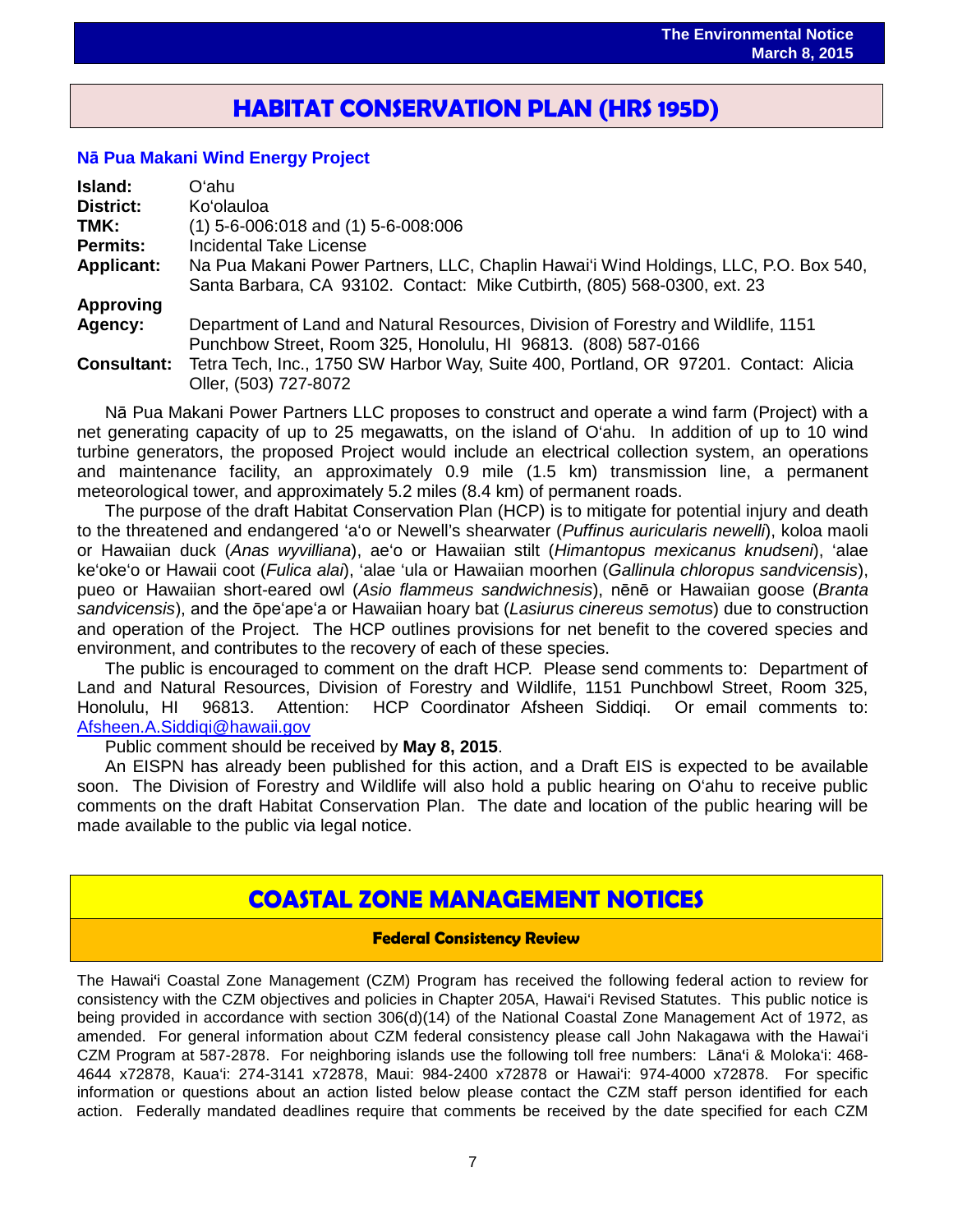# HABITAT CONSERVATION PLAN (HRS 195D)

### Nā Pua Makani Wind Energy Project

**Island:** Oʻahu
**District:** Koʻolauloa
**TMK:** (1) 5-6-006:018 and (1) 5-6-008:006
**Permits:** Incidental Take License
**Applicant:** Na Pua Makani Power Partners, LLC, Chaplin Hawaiʻi Wind Holdings, LLC, P.O. Box 540, Santa Barbara, CA 93102. Contact: Mike Cutbirth, (805) 568-0300, ext. 23
**Approving Agency:** Department of Land and Natural Resources, Division of Forestry and Wildlife, 1151 Punchbow Street, Room 325, Honolulu, HI 96813. (808) 587-0166
**Consultant:** Tetra Tech, Inc., 1750 SW Harbor Way, Suite 400, Portland, OR 97201. Contact: Alicia Oller, (503) 727-8072

Nā Pua Makani Power Partners LLC proposes to construct and operate a wind farm (Project) with a net generating capacity of up to 25 megawatts, on the island of Oʻahu. In addition of up to 10 wind turbine generators, the proposed Project would include an electrical collection system, an operations and maintenance facility, an approximately 0.9 mile (1.5 km) transmission line, a permanent meteorological tower, and approximately 5.2 miles (8.4 km) of permanent roads.

The purpose of the draft Habitat Conservation Plan (HCP) is to mitigate for potential injury and death to the threatened and endangered ʻaʻo or Newell's shearwater (*Puffinus auricularis newelli*), koloa maoli or Hawaiian duck (*Anas wyvilliana*), aeʻo or Hawaiian stilt (*Himantopus mexicanus knudseni*), ʻalae keʻokeʻo or Hawaii coot (*Fulica alai*), ʻalae ʻula or Hawaiian moorhen (*Gallinula chloropus sandvicensis*), pueo or Hawaiian short-eared owl (*Asio flammeus sandwichnesis*), nēnē or Hawaiian goose (*Branta sandvicensis*), and the ōpeʻapeʻa or Hawaiian hoary bat (*Lasiurus cinereus semotus*) due to construction and operation of the Project. The HCP outlines provisions for net benefit to the covered species and environment, and contributes to the recovery of each of these species.

The public is encouraged to comment on the draft HCP. Please send comments to: Department of Land and Natural Resources, Division of Forestry and Wildlife, 1151 Punchbowl Street, Room 325, Honolulu, HI 96813. Attention: HCP Coordinator Afsheen Siddiqi. Or email comments to: Afsheen.A.Siddiqi@hawaii.gov

Public comment should be received by **May 8, 2015**.

An EISPN has already been published for this action, and a Draft EIS is expected to be available soon. The Division of Forestry and Wildlife will also hold a public hearing on Oʻahu to receive public comments on the draft Habitat Conservation Plan. The date and location of the public hearing will be made available to the public via legal notice.

# COASTAL ZONE MANAGEMENT NOTICES

## Federal Consistency Review

The Hawaiʻi Coastal Zone Management (CZM) Program has received the following federal action to review for consistency with the CZM objectives and policies in Chapter 205A, Hawaiʻi Revised Statutes. This public notice is being provided in accordance with section 306(d)(14) of the National Coastal Zone Management Act of 1972, as amended. For general information about CZM federal consistency please call John Nakagawa with the Hawaiʻi CZM Program at 587-2878. For neighboring islands use the following toll free numbers: Lānaʻi & Molokaʻi: 468-4644 x72878, Kauaʻi: 274-3141 x72878, Maui: 984-2400 x72878 or Hawaiʻi: 974-4000 x72878. For specific information or questions about an action listed below please contact the CZM staff person identified for each action. Federally mandated deadlines require that comments be received by the date specified for each CZM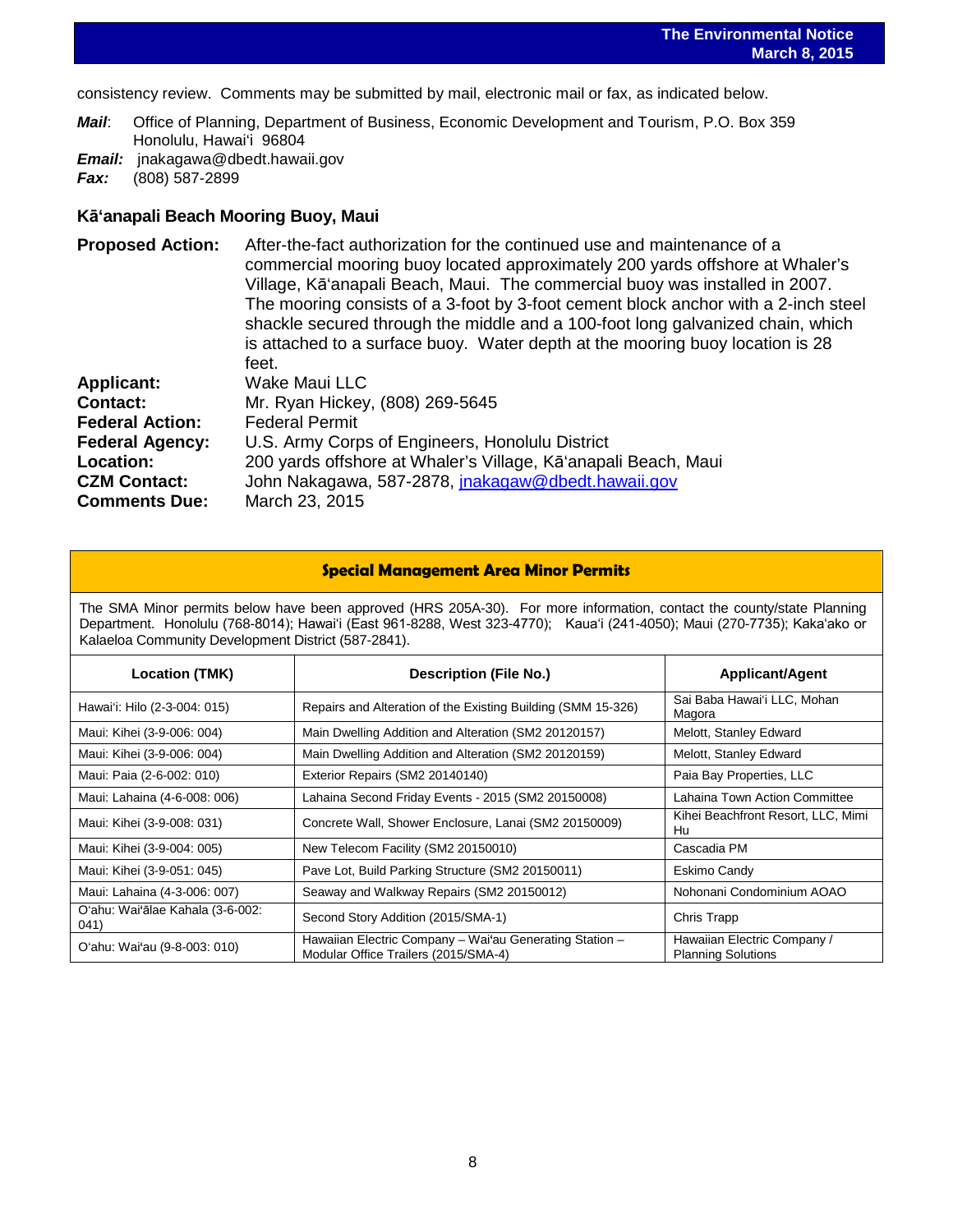consistency review. Comments may be submitted by mail, electronic mail or fax, as indicated below.

***Mail***: Office of Planning, Department of Business, Economic Development and Tourism, P.O. Box 359 Honolulu, Hawai'i 96804

***Email:*** jnakagawa@dbedt.hawaii.gov

***Fax:*** (808) 587-2899

### Kāʻanapali Beach Mooring Buoy, Maui

**Proposed Action:** After-the-fact authorization for the continued use and maintenance of a commercial mooring buoy located approximately 200 yards offshore at Whaler's Village, Kāʻanapali Beach, Maui. The commercial buoy was installed in 2007. The mooring consists of a 3-foot by 3-foot cement block anchor with a 2-inch steel shackle secured through the middle and a 100-foot long galvanized chain, which is attached to a surface buoy. Water depth at the mooring buoy location is 28 feet.

**Applicant:** Wake Maui LLC

**Contact:** Mr. Ryan Hickey, (808) 269-5645

**Federal Action:** Federal Permit

**Federal Agency:** U.S. Army Corps of Engineers, Honolulu District

**Location:** 200 yards offshore at Whaler's Village, Kāʻanapali Beach, Maui

**CZM Contact:** John Nakagawa, 587-2878, jnakagaw@dbedt.hawaii.gov

**Comments Due:** March 23, 2015

## Special Management Area Minor Permits

The SMA Minor permits below have been approved (HRS 205A-30). For more information, contact the county/state Planning Department. Honolulu (768-8014); Hawai'i (East 961-8288, West 323-4770); Kaua'i (241-4050); Maui (270-7735); Kakaʻako or Kalaeloa Community Development District (587-2841).

| Location (TMK) | Description (File No.) | Applicant/Agent |
|---|---|---|
| Hawai'i: Hilo (2-3-004: 015) | Repairs and Alteration of the Existing Building (SMM 15-326) | Sai Baba Hawai'i LLC, Mohan Magora |
| Maui: Kihei (3-9-006: 004) | Main Dwelling Addition and Alteration (SM2 20120157) | Melott, Stanley Edward |
| Maui: Kihei (3-9-006: 004) | Main Dwelling Addition and Alteration (SM2 20120159) | Melott, Stanley Edward |
| Maui: Paia (2-6-002: 010) | Exterior Repairs (SM2 20140140) | Paia Bay Properties, LLC |
| Maui: Lahaina (4-6-008: 006) | Lahaina Second Friday Events - 2015 (SM2 20150008) | Lahaina Town Action Committee |
| Maui: Kihei (3-9-008: 031) | Concrete Wall, Shower Enclosure, Lanai (SM2 20150009) | Kihei Beachfront Resort, LLC, Mimi Hu |
| Maui: Kihei (3-9-004: 005) | New Telecom Facility (SM2 20150010) | Cascadia PM |
| Maui: Kihei (3-9-051: 045) | Pave Lot, Build Parking Structure (SM2 20150011) | Eskimo Candy |
| Maui: Lahaina (4-3-006: 007) | Seaway and Walkway Repairs (SM2 20150012) | Nohonani Condominium AOAO |
| Oʻahu: Waiʻālae Kahala (3-6-002: 041) | Second Story Addition (2015/SMA-1) | Chris Trapp |
| Oʻahu: Waiʻau (9-8-003: 010) | Hawaiian Electric Company – Waiʻau Generating Station – Modular Office Trailers (2015/SMA-4) | Hawaiian Electric Company / Planning Solutions |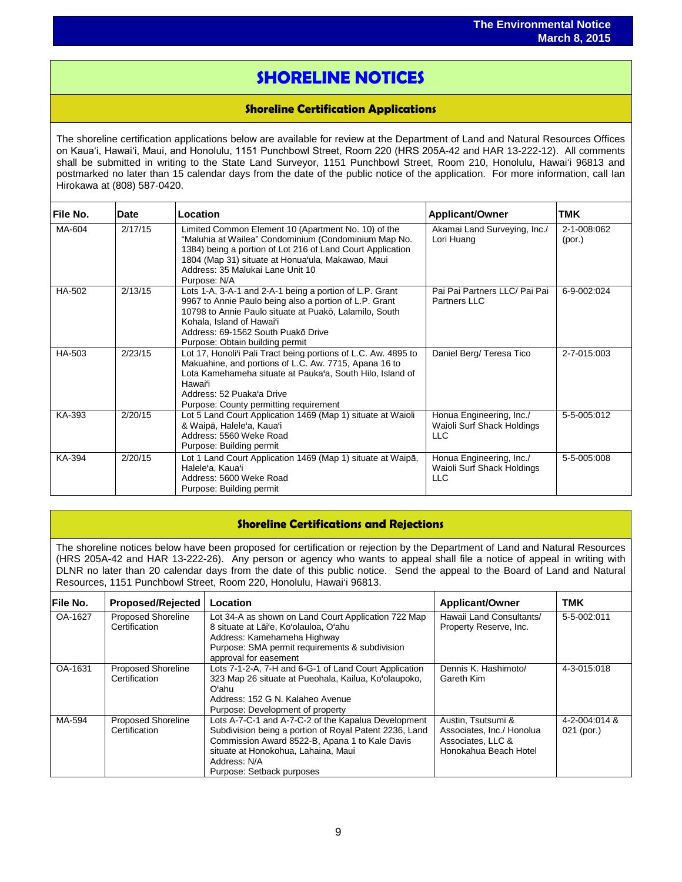# SHORELINE NOTICES

## Shoreline Certification Applications

The shoreline certification applications below are available for review at the Department of Land and Natural Resources Offices on Kauaʻi, Hawaiʻi, Maui, and Honolulu, 1151 Punchbowl Street, Room 220 (HRS 205A-42 and HAR 13-222-12). All comments shall be submitted in writing to the State Land Surveyor, 1151 Punchbowl Street, Room 210, Honolulu, Hawaiʻi 96813 and postmarked no later than 15 calendar days from the date of the public notice of the application. For more information, call Ian Hirokawa at (808) 587-0420.

| File No. | Date | Location | Applicant/Owner | TMK |
|---|---|---|---|---|
| MA-604 | 2/17/15 | Limited Common Element 10 (Apartment No. 10) of the "Maluhia at Wailea" Condominium (Condominium Map No. 1384) being a portion of Lot 216 of Land Court Application 1804 (Map 31) situate at Honuaʻula, Makawao, Maui<br>Address: 35 Malukai Lane Unit 10<br>Purpose: N/A | Akamai Land Surveying, Inc./ Lori Huang | 2-1-008:062 (por.) |
| HA-502 | 2/13/15 | Lots 1-A, 3-A-1 and 2-A-1 being a portion of L.P. Grant 9967 to Annie Paulo being also a portion of L.P. Grant 10798 to Annie Paulo situate at Puakō, Lalamilo, South Kohala, Island of Hawaiʻi<br>Address: 69-1562 South Puakō Drive<br>Purpose: Obtain building permit | Pai Pai Partners LLC/ Pai Pai Partners LLC | 6-9-002:024 |
| HA-503 | 2/23/15 | Lot 17, Honoliʻi Pali Tract being portions of L.C. Aw. 4895 to Makuahine, and portions of L.C. Aw. 7715, Apana 16 to Lota Kamehameha situate at Paukaʻa, South Hilo, Island of Hawaiʻi<br>Address: 52 Puakaʻa Drive<br>Purpose: County permitting requirement | Daniel Berg/ Teresa Tico | 2-7-015:003 |
| KA-393 | 2/20/15 | Lot 5 Land Court Application 1469 (Map 1) situate at Waioli & Waipā, Haleleʻa, Kauaʻi<br>Address: 5560 Weke Road<br>Purpose: Building permit | Honua Engineering, Inc./ Waioli Surf Shack Holdings LLC | 5-5-005:012 |
| KA-394 | 2/20/15 | Lot 1 Land Court Application 1469 (Map 1) situate at Waipā, Haleleʻa, Kauaʻi<br>Address: 5600 Weke Road<br>Purpose: Building permit | Honua Engineering, Inc./ Waioli Surf Shack Holdings LLC | 5-5-005:008 |

## Shoreline Certifications and Rejections

The shoreline notices below have been proposed for certification or rejection by the Department of Land and Natural Resources (HRS 205A-42 and HAR 13-222-26). Any person or agency who wants to appeal shall file a notice of appeal in writing with DLNR no later than 20 calendar days from the date of this public notice. Send the appeal to the Board of Land and Natural Resources, 1151 Punchbowl Street, Room 220, Honolulu, Hawaiʻi 96813.

| File No. | Proposed/Rejected | Location | Applicant/Owner | TMK |
|---|---|---|---|---|
| OA-1627 | Proposed Shoreline Certification | Lot 34-A as shown on Land Court Application 722 Map 8 situate at Lāʻie, Koʻolauloa, Oʻahu<br>Address: Kamehameha Highway<br>Purpose: SMA permit requirements & subdivision approval for easement | Hawaii Land Consultants/ Property Reserve, Inc. | 5-5-002:011 |
| OA-1631 | Proposed Shoreline Certification | Lots 7-1-2-A, 7-H and 6-G-1 of Land Court Application 323 Map 26 situate at Pueohala, Kailua, Koʻolaupoko, Oʻahu<br>Address: 152 G N. Kalaheo Avenue<br>Purpose: Development of property | Dennis K. Hashimoto/ Gareth Kim | 4-3-015:018 |
| MA-594 | Proposed Shoreline Certification | Lots A-7-C-1 and A-7-C-2 of the Kapalua Development Subdivision being a portion of Royal Patent 2236, Land Commission Award 8522-B, Apana 1 to Kale Davis situate at Honokohua, Lahaina, Maui<br>Address: N/A<br>Purpose: Setback purposes | Austin, Tsutsumi & Associates, Inc./ Honolua Associates, LLC & Honokahua Beach Hotel | 4-2-004:014 & 021 (por.) |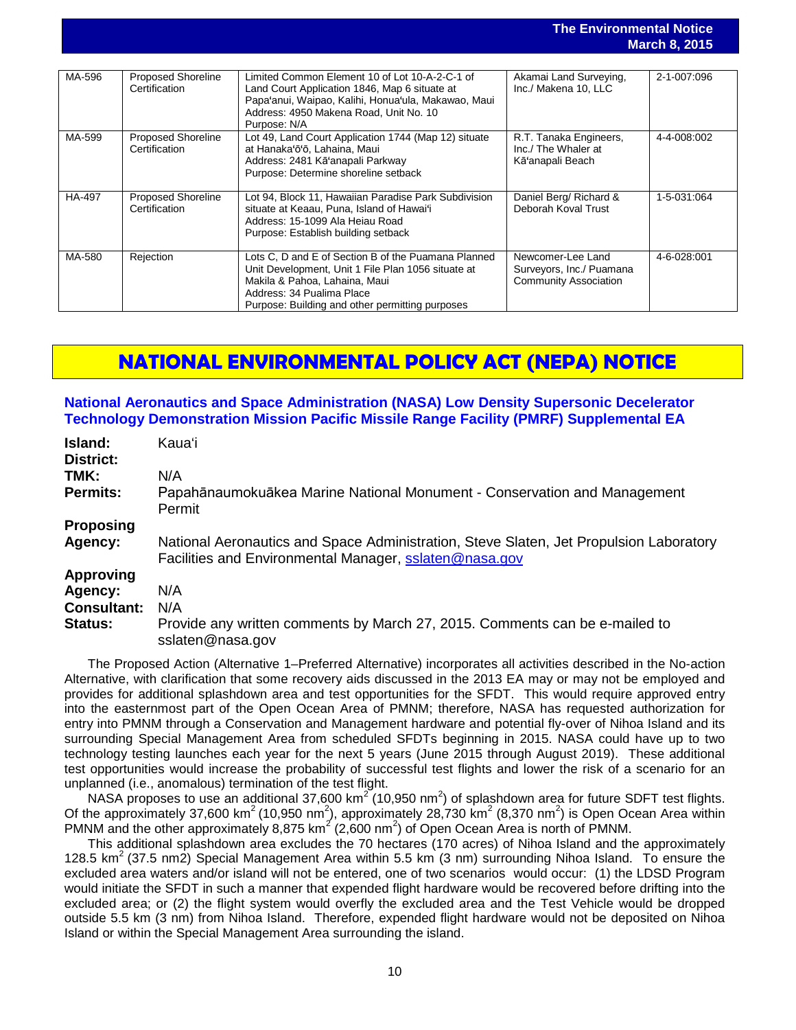| MA-596 | Proposed Shoreline Certification | Limited Common Element 10 of Lot 10-A-2-C-1 of Land Court Application 1846, Map 6 situate at Papaʻanui, Waipao, Kalihi, Honuaʻula, Makawao, Maui<br>Address: 4950 Makena Road, Unit No. 10<br>Purpose: N/A | Akamai Land Surveying, Inc./ Makena 10, LLC | 2-1-007:096 |
|---|---|---|---|---|
| MA-599 | Proposed Shoreline Certification | Lot 49, Land Court Application 1744 (Map 12) situate at Hanakaʻōʻō, Lahaina, Maui<br>Address: 2481 Kāʻanapali Parkway<br>Purpose: Determine shoreline setback | R.T. Tanaka Engineers, Inc./ The Whaler at Kāʻanapali Beach | 4-4-008:002 |
| HA-497 | Proposed Shoreline Certification | Lot 94, Block 11, Hawaiian Paradise Park Subdivision situate at Keaau, Puna, Island of Hawaiʻi<br>Address: 15-1099 Ala Heiau Road<br>Purpose: Establish building setback | Daniel Berg/ Richard & Deborah Koval Trust | 1-5-031:064 |
| MA-580 | Rejection | Lots C, D and E of Section B of the Puamana Planned Unit Development, Unit 1 File Plan 1056 situate at Makila & Pahoa, Lahaina, Maui<br>Address: 34 Pualima Place<br>Purpose: Building and other permitting purposes | Newcomer-Lee Land Surveyors, Inc./ Puamana Community Association | 4-6-028:001 |

# NATIONAL ENVIRONMENTAL POLICY ACT (NEPA) NOTICE

## National Aeronautics and Space Administration (NASA) Low Density Supersonic Decelerator Technology Demonstration Mission Pacific Missile Range Facility (PMRF) Supplemental EA

**Island:** Kauaʻi
**District:**
**TMK:** N/A
**Permits:** Papahānaumokuākea Marine National Monument - Conservation and Management Permit
**Proposing Agency:** National Aeronautics and Space Administration, Steve Slaten, Jet Propulsion Laboratory Facilities and Environmental Manager, sslaten@nasa.gov
**Approving Agency:** N/A
**Consultant:** N/A
**Status:** Provide any written comments by March 27, 2015. Comments can be e-mailed to sslaten@nasa.gov

The Proposed Action (Alternative 1–Preferred Alternative) incorporates all activities described in the No-action Alternative, with clarification that some recovery aids discussed in the 2013 EA may or may not be employed and provides for additional splashdown area and test opportunities for the SFDT. This would require approved entry into the easternmost part of the Open Ocean Area of PMNM; therefore, NASA has requested authorization for entry into PMNM through a Conservation and Management hardware and potential fly-over of Nihoa Island and its surrounding Special Management Area from scheduled SFDTs beginning in 2015. NASA could have up to two technology testing launches each year for the next 5 years (June 2015 through August 2019). These additional test opportunities would increase the probability of successful test flights and lower the risk of a scenario for an unplanned (i.e., anomalous) termination of the test flight.

NASA proposes to use an additional 37,600 km$^2$ (10,950 nm$^2$) of splashdown area for future SDFT test flights. Of the approximately 37,600 km$^2$ (10,950 nm$^2$), approximately 28,730 km$^2$ (8,370 nm$^2$) is Open Ocean Area within PMNM and the other approximately 8,875 km$^2$ (2,600 nm$^2$) of Open Ocean Area is north of PMNM.

This additional splashdown area excludes the 70 hectares (170 acres) of Nihoa Island and the approximately 128.5 km$^2$ (37.5 nm2) Special Management Area within 5.5 km (3 nm) surrounding Nihoa Island. To ensure the excluded area waters and/or island will not be entered, one of two scenarios would occur: (1) the LDSD Program would initiate the SFDT in such a manner that expended flight hardware would be recovered before drifting into the excluded area; or (2) the flight system would overfly the excluded area and the Test Vehicle would be dropped outside 5.5 km (3 nm) from Nihoa Island. Therefore, expended flight hardware would not be deposited on Nihoa Island or within the Special Management Area surrounding the island.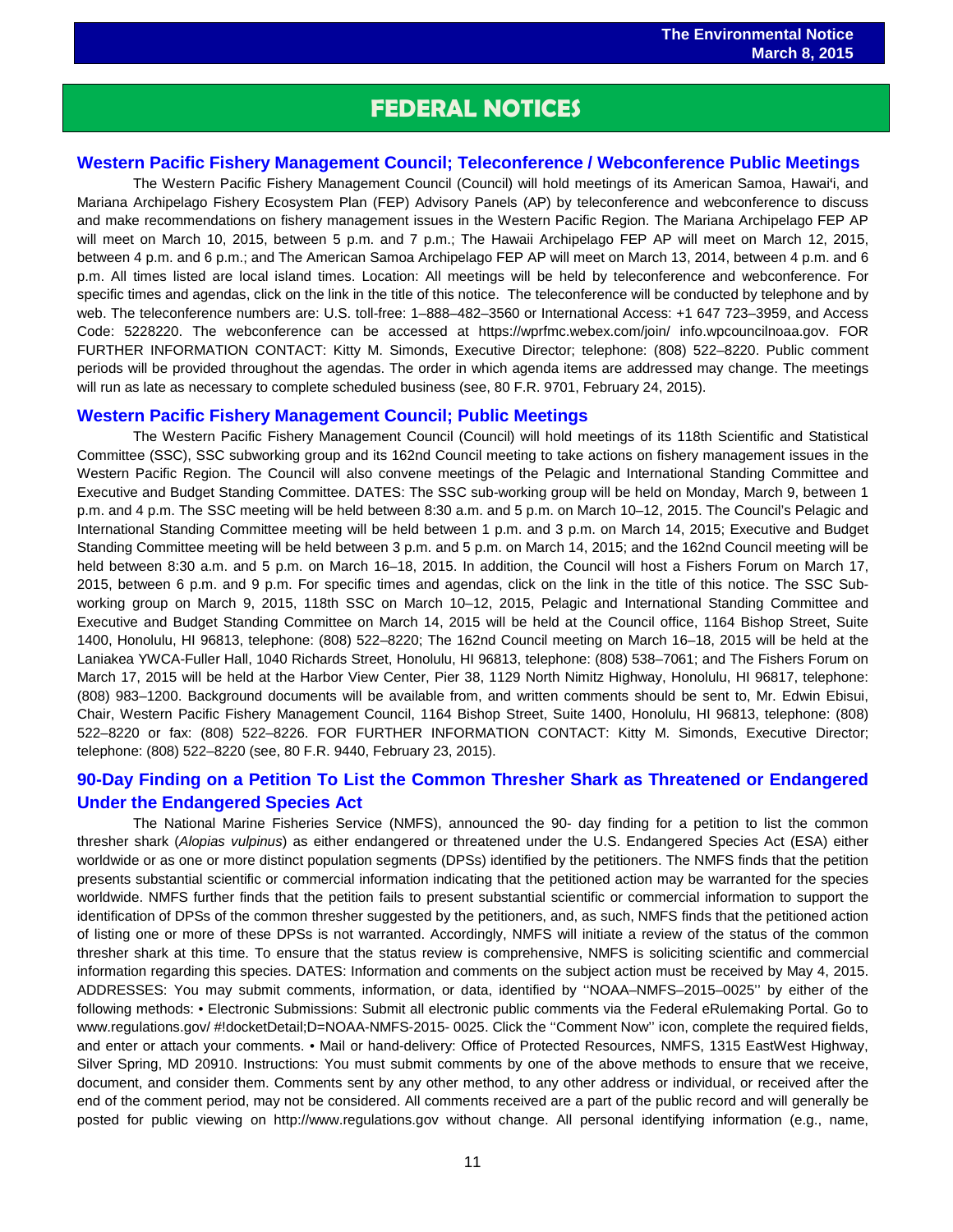# FEDERAL NOTICES

## Western Pacific Fishery Management Council; Teleconference / Webconference Public Meetings

The Western Pacific Fishery Management Council (Council) will hold meetings of its American Samoa, Hawai'i, and Mariana Archipelago Fishery Ecosystem Plan (FEP) Advisory Panels (AP) by teleconference and webconference to discuss and make recommendations on fishery management issues in the Western Pacific Region. The Mariana Archipelago FEP AP will meet on March 10, 2015, between 5 p.m. and 7 p.m.; The Hawaii Archipelago FEP AP will meet on March 12, 2015, between 4 p.m. and 6 p.m.; and The American Samoa Archipelago FEP AP will meet on March 13, 2014, between 4 p.m. and 6 p.m. All times listed are local island times. Location: All meetings will be held by teleconference and webconference. For specific times and agendas, click on the link in the title of this notice. The teleconference will be conducted by telephone and by web. The teleconference numbers are: U.S. toll-free: 1–888–482–3560 or International Access: +1 647 723–3959, and Access Code: 5228220. The webconference can be accessed at https://wprfmc.webex.com/join/ info.wpcouncilnoaa.gov. FOR FURTHER INFORMATION CONTACT: Kitty M. Simonds, Executive Director; telephone: (808) 522–8220. Public comment periods will be provided throughout the agendas. The order in which agenda items are addressed may change. The meetings will run as late as necessary to complete scheduled business (see, 80 F.R. 9701, February 24, 2015).

## Western Pacific Fishery Management Council; Public Meetings

The Western Pacific Fishery Management Council (Council) will hold meetings of its 118th Scientific and Statistical Committee (SSC), SSC subworking group and its 162nd Council meeting to take actions on fishery management issues in the Western Pacific Region. The Council will also convene meetings of the Pelagic and International Standing Committee and Executive and Budget Standing Committee. DATES: The SSC sub-working group will be held on Monday, March 9, between 1 p.m. and 4 p.m. The SSC meeting will be held between 8:30 a.m. and 5 p.m. on March 10–12, 2015. The Council's Pelagic and International Standing Committee meeting will be held between 1 p.m. and 3 p.m. on March 14, 2015; Executive and Budget Standing Committee meeting will be held between 3 p.m. and 5 p.m. on March 14, 2015; and the 162nd Council meeting will be held between 8:30 a.m. and 5 p.m. on March 16–18, 2015. In addition, the Council will host a Fishers Forum on March 17, 2015, between 6 p.m. and 9 p.m. For specific times and agendas, click on the link in the title of this notice. The SSC Sub-working group on March 9, 2015, 118th SSC on March 10–12, 2015, Pelagic and International Standing Committee and Executive and Budget Standing Committee on March 14, 2015 will be held at the Council office, 1164 Bishop Street, Suite 1400, Honolulu, HI 96813, telephone: (808) 522–8220; The 162nd Council meeting on March 16–18, 2015 will be held at the Laniakea YWCA-Fuller Hall, 1040 Richards Street, Honolulu, HI 96813, telephone: (808) 538–7061; and The Fishers Forum on March 17, 2015 will be held at the Harbor View Center, Pier 38, 1129 North Nimitz Highway, Honolulu, HI 96817, telephone: (808) 983–1200. Background documents will be available from, and written comments should be sent to, Mr. Edwin Ebisui, Chair, Western Pacific Fishery Management Council, 1164 Bishop Street, Suite 1400, Honolulu, HI 96813, telephone: (808) 522–8220 or fax: (808) 522–8226. FOR FURTHER INFORMATION CONTACT: Kitty M. Simonds, Executive Director; telephone: (808) 522–8220 (see, 80 F.R. 9440, February 23, 2015).

## 90-Day Finding on a Petition To List the Common Thresher Shark as Threatened or Endangered Under the Endangered Species Act

The National Marine Fisheries Service (NMFS), announced the 90- day finding for a petition to list the common thresher shark (*Alopias vulpinus*) as either endangered or threatened under the U.S. Endangered Species Act (ESA) either worldwide or as one or more distinct population segments (DPSs) identified by the petitioners. The NMFS finds that the petition presents substantial scientific or commercial information indicating that the petitioned action may be warranted for the species worldwide. NMFS further finds that the petition fails to present substantial scientific or commercial information to support the identification of DPSs of the common thresher suggested by the petitioners, and, as such, NMFS finds that the petitioned action of listing one or more of these DPSs is not warranted. Accordingly, NMFS will initiate a review of the status of the common thresher shark at this time. To ensure that the status review is comprehensive, NMFS is soliciting scientific and commercial information regarding this species. DATES: Information and comments on the subject action must be received by May 4, 2015. ADDRESSES: You may submit comments, information, or data, identified by ''NOAA–NMFS–2015–0025'' by either of the following methods: • Electronic Submissions: Submit all electronic public comments via the Federal eRulemaking Portal. Go to www.regulations.gov/ #!docketDetail;D=NOAA-NMFS-2015- 0025. Click the ''Comment Now'' icon, complete the required fields, and enter or attach your comments. • Mail or hand-delivery: Office of Protected Resources, NMFS, 1315 EastWest Highway, Silver Spring, MD 20910. Instructions: You must submit comments by one of the above methods to ensure that we receive, document, and consider them. Comments sent by any other method, to any other address or individual, or received after the end of the comment period, may not be considered. All comments received are a part of the public record and will generally be posted for public viewing on http://www.regulations.gov without change. All personal identifying information (e.g., name,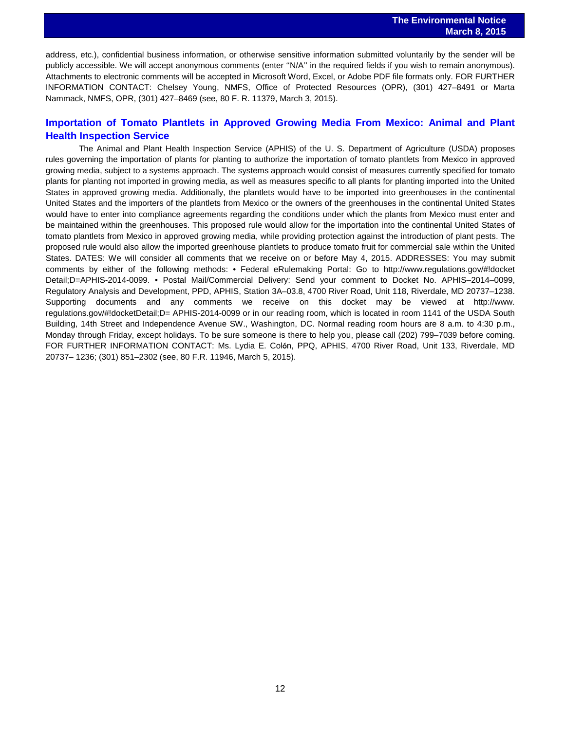address, etc.), confidential business information, or otherwise sensitive information submitted voluntarily by the sender will be publicly accessible. We will accept anonymous comments (enter ''N/A'' in the required fields if you wish to remain anonymous). Attachments to electronic comments will be accepted in Microsoft Word, Excel, or Adobe PDF file formats only. FOR FURTHER INFORMATION CONTACT: Chelsey Young, NMFS, Office of Protected Resources (OPR), (301) 427–8491 or Marta Nammack, NMFS, OPR, (301) 427–8469 (see, 80 F. R. 11379, March 3, 2015).

## Importation of Tomato Plantlets in Approved Growing Media From Mexico: Animal and Plant Health Inspection Service

The Animal and Plant Health Inspection Service (APHIS) of the U. S. Department of Agriculture (USDA) proposes rules governing the importation of plants for planting to authorize the importation of tomato plantlets from Mexico in approved growing media, subject to a systems approach. The systems approach would consist of measures currently specified for tomato plants for planting not imported in growing media, as well as measures specific to all plants for planting imported into the United States in approved growing media. Additionally, the plantlets would have to be imported into greenhouses in the continental United States and the importers of the plantlets from Mexico or the owners of the greenhouses in the continental United States would have to enter into compliance agreements regarding the conditions under which the plants from Mexico must enter and be maintained within the greenhouses. This proposed rule would allow for the importation into the continental United States of tomato plantlets from Mexico in approved growing media, while providing protection against the introduction of plant pests. The proposed rule would also allow the imported greenhouse plantlets to produce tomato fruit for commercial sale within the United States. DATES: We will consider all comments that we receive on or before May 4, 2015. ADDRESSES: You may submit comments by either of the following methods: • Federal eRulemaking Portal: Go to http://www.regulations.gov/#!docket Detail;D=APHIS-2014-0099. • Postal Mail/Commercial Delivery: Send your comment to Docket No. APHIS–2014–0099, Regulatory Analysis and Development, PPD, APHIS, Station 3A–03.8, 4700 River Road, Unit 118, Riverdale, MD 20737–1238. Supporting documents and any comments we receive on this docket may be viewed at http://www. regulations.gov/#!docketDetail;D= APHIS-2014-0099 or in our reading room, which is located in room 1141 of the USDA South Building, 14th Street and Independence Avenue SW., Washington, DC. Normal reading room hours are 8 a.m. to 4:30 p.m., Monday through Friday, except holidays. To be sure someone is there to help you, please call (202) 799–7039 before coming. FOR FURTHER INFORMATION CONTACT: Ms. Lydia E. Colón, PPQ, APHIS, 4700 River Road, Unit 133, Riverdale, MD 20737– 1236; (301) 851–2302 (see, 80 F.R. 11946, March 5, 2015).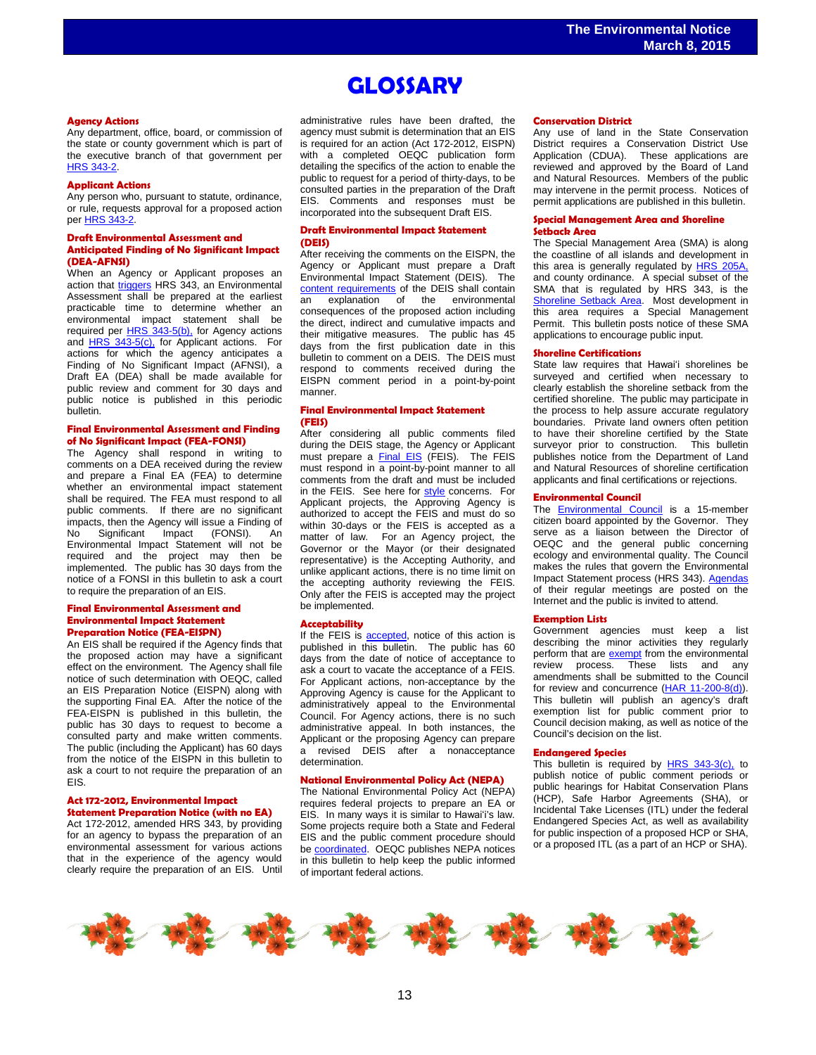# GLOSSARY

### Agency Actions

Any department, office, board, or commission of the state or county government which is part of the executive branch of that government per HRS 343-2.

### Applicant Actions

Any person who, pursuant to statute, ordinance, or rule, requests approval for a proposed action per HRS 343-2.

### Draft Environmental Assessment and Anticipated Finding of No Significant Impact (DEA-AFNSI)

When an Agency or Applicant proposes an action that triggers HRS 343, an Environmental Assessment shall be prepared at the earliest practicable time to determine whether an environmental impact statement shall be required per HRS 343-5(b), for Agency actions and HRS 343-5(c), for Applicant actions. For actions for which the agency anticipates a Finding of No Significant Impact (AFNSI), a Draft EA (DEA) shall be made available for public review and comment for 30 days and public notice is published in this periodic bulletin.

### Final Environmental Assessment and Finding of No Significant Impact (FEA-FONSI)

The Agency shall respond in writing to comments on a DEA received during the review and prepare a Final EA (FEA) to determine whether an environmental impact statement shall be required. The FEA must respond to all public comments. If there are no significant impacts, then the Agency will issue a Finding of No Significant Impact (FONSI). An Environmental Impact Statement will not be required and the project may then be implemented. The public has 30 days from the notice of a FONSI in this bulletin to ask a court to require the preparation of an EIS.

### Final Environmental Assessment and Environmental Impact Statement Preparation Notice (FEA-EISPN)

An EIS shall be required if the Agency finds that the proposed action may have a significant effect on the environment. The Agency shall file notice of such determination with OEQC, called an EIS Preparation Notice (EISPN) along with the supporting Final EA. After the notice of the FEA-EISPN is published in this bulletin, the public has 30 days to request to become a consulted party and make written comments. The public (including the Applicant) has 60 days from the notice of the EISPN in this bulletin to ask a court to not require the preparation of an EIS.

### Act 172-2012, Environmental Impact Statement Preparation Notice (with no EA)

Act 172-2012, amended HRS 343, by providing for an agency to bypass the preparation of an environmental assessment for various actions that in the experience of the agency would clearly require the preparation of an EIS. Until administrative rules have been drafted, the agency must submit is determination that an EIS is required for an action (Act 172-2012, EISPN) with a completed OEQC publication form detailing the specifics of the action to enable the public to request for a period of thirty-days, to be consulted parties in the preparation of the Draft EIS. Comments and responses must be incorporated into the subsequent Draft EIS.

### Draft Environmental Impact Statement (DEIS)

After receiving the comments on the EISPN, the Agency or Applicant must prepare a Draft Environmental Impact Statement (DEIS). The content requirements of the DEIS shall contain an explanation of the environmental consequences of the proposed action including the direct, indirect and cumulative impacts and their mitigative measures. The public has 45 days from the first publication date in this bulletin to comment on a DEIS. The DEIS must respond to comments received during the EISPN comment period in a point-by-point manner.

### Final Environmental Impact Statement (FEIS)

After considering all public comments filed during the DEIS stage, the Agency or Applicant must prepare a Final EIS (FEIS). The FEIS must respond in a point-by-point manner to all comments from the draft and must be included in the FEIS. See here for style concerns. For Applicant projects, the Approving Agency is authorized to accept the FEIS and must do so within 30-days or the FEIS is accepted as a matter of law. For an Agency project, the Governor or the Mayor (or their designated representative) is the Accepting Authority, and unlike applicant actions, there is no time limit on the accepting authority reviewing the FEIS. Only after the FEIS is accepted may the project be implemented.

### Acceptability

If the FEIS is accepted, notice of this action is published in this bulletin. The public has 60 days from the date of notice of acceptance to ask a court to vacate the acceptance of a FEIS. For Applicant actions, non-acceptance by the Approving Agency is cause for the Applicant to administratively appeal to the Environmental Council. For Agency actions, there is no such administrative appeal. In both instances, the Applicant or the proposing Agency can prepare a revised DEIS after a nonacceptance determination.

### National Environmental Policy Act (NEPA)

The National Environmental Policy Act (NEPA) requires federal projects to prepare an EA or EIS. In many ways it is similar to Hawai'i's law. Some projects require both a State and Federal EIS and the public comment procedure should be coordinated. OEQC publishes NEPA notices in this bulletin to help keep the public informed of important federal actions.

### Conservation District

Any use of land in the State Conservation District requires a Conservation District Use Application (CDUA). These applications are reviewed and approved by the Board of Land and Natural Resources. Members of the public may intervene in the permit process. Notices of permit applications are published in this bulletin.

### Special Management Area and Shoreline Setback Area

The Special Management Area (SMA) is along the coastline of all islands and development in this area is generally regulated by HRS 205A, and county ordinance. A special subset of the SMA that is regulated by HRS 343, is the Shoreline Setback Area. Most development in this area requires a Special Management Permit. This bulletin posts notice of these SMA applications to encourage public input.

### Shoreline Certifications

State law requires that Hawai'i shorelines be surveyed and certified when necessary to clearly establish the shoreline setback from the certified shoreline. The public may participate in the process to help assure accurate regulatory boundaries. Private land owners often petition to have their shoreline certified by the State surveyor prior to construction. This bulletin publishes notice from the Department of Land and Natural Resources of shoreline certification applicants and final certifications or rejections.

### Environmental Council

The Environmental Council is a 15-member citizen board appointed by the Governor. They serve as a liaison between the Director of OEQC and the general public concerning ecology and environmental quality. The Council makes the rules that govern the Environmental Impact Statement process (HRS 343). Agendas of their regular meetings are posted on the Internet and the public is invited to attend.

### Exemption Lists

Government agencies must keep a list describing the minor activities they regularly perform that are exempt from the environmental review process. These lists and any amendments shall be submitted to the Council for review and concurrence (HAR 11-200-8(d)). This bulletin will publish an agency's draft exemption list for public comment prior to Council decision making, as well as notice of the Council's decision on the list.

### Endangered Species

This bulletin is required by HRS 343-3(c), to publish notice of public comment periods or public hearings for Habitat Conservation Plans (HCP), Safe Harbor Agreements (SHA), or Incidental Take Licenses (ITL) under the federal Endangered Species Act, as well as availability for public inspection of a proposed HCP or SHA, or a proposed ITL (as a part of an HCP or SHA).